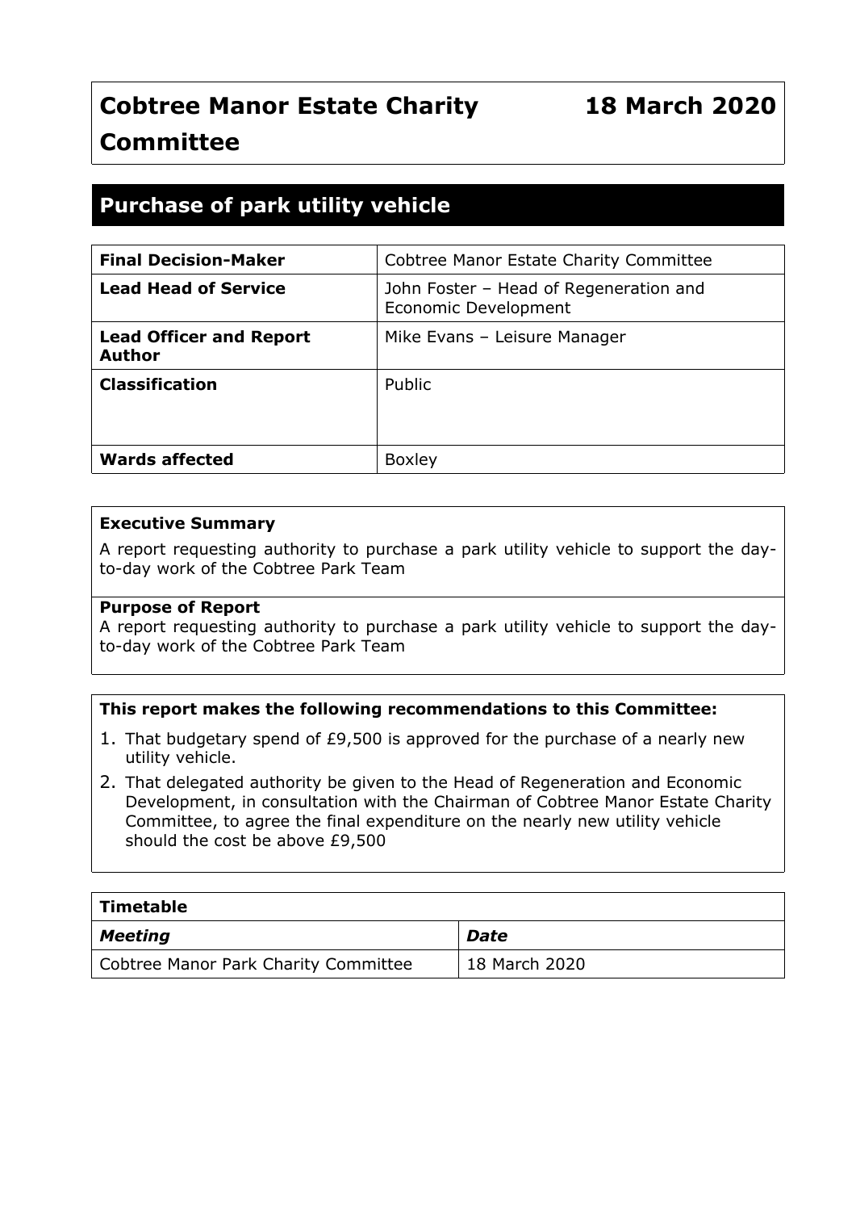# Cobtree Manor Estate Charity Committee

**18 March 2020**

## Purchase of park utility vehicle

| | |
|---|---|
| **Final Decision-Maker** | Cobtree Manor Estate Charity Committee |
| **Lead Head of Service** | John Foster – Head of Regeneration and Economic Development |
| **Lead Officer and Report Author** | Mike Evans – Leisure Manager |
| **Classification** | Public |
| **Wards affected** | Boxley |

**Executive Summary**

A report requesting authority to purchase a park utility vehicle to support the day-to-day work of the Cobtree Park Team

**Purpose of Report**

A report requesting authority to purchase a park utility vehicle to support the day-to-day work of the Cobtree Park Team

**This report makes the following recommendations to this Committee:**

1. That budgetary spend of £9,500 is approved for the purchase of a nearly new utility vehicle.
2. That delegated authority be given to the Head of Regeneration and Economic Development, in consultation with the Chairman of Cobtree Manor Estate Charity Committee, to agree the final expenditure on the nearly new utility vehicle should the cost be above £9,500

| **Timetable** | |
|---|---|
| ***Meeting*** | ***Date*** |
| Cobtree Manor Park Charity Committee | 18 March 2020 |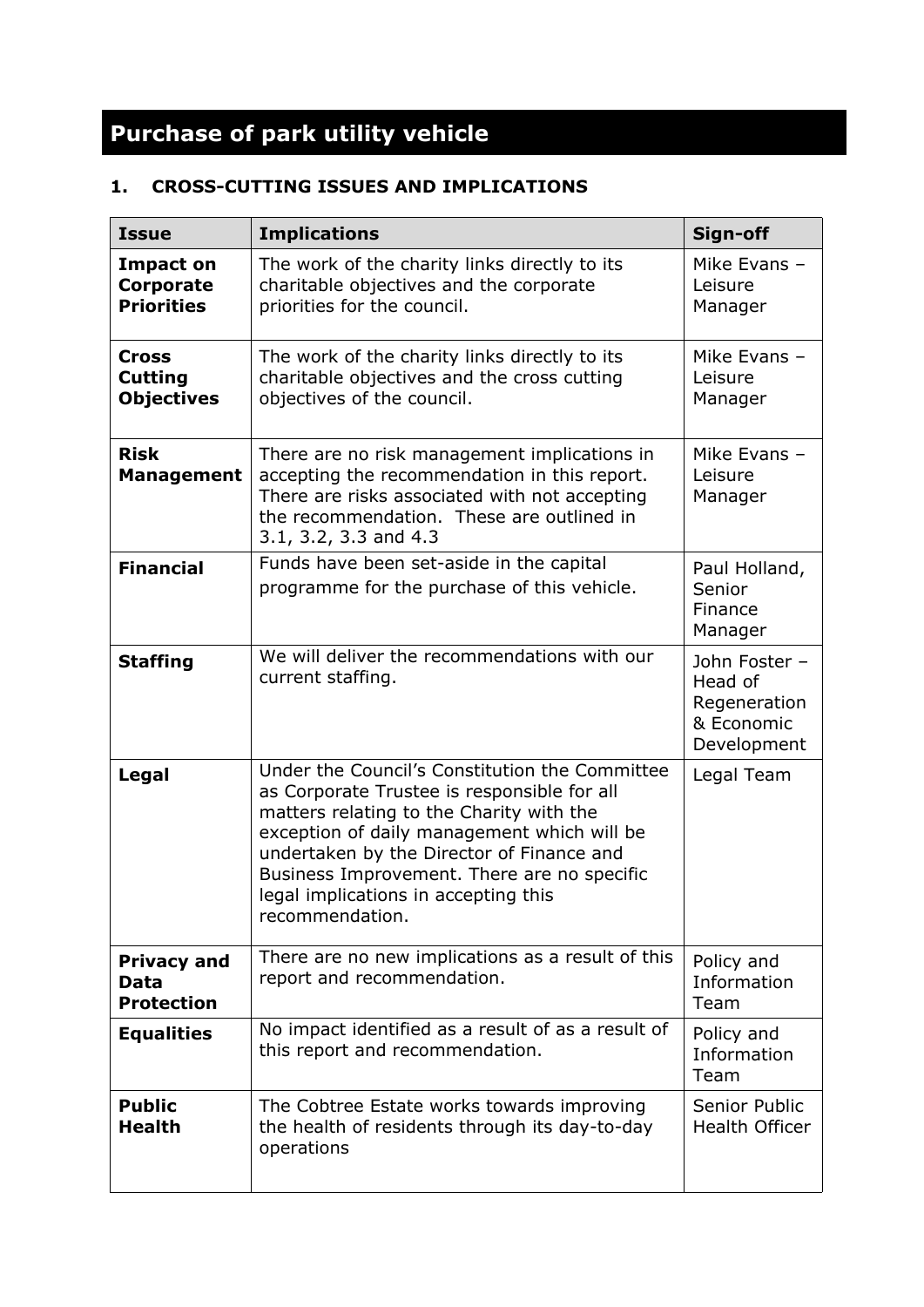# Purchase of park utility vehicle

## 1. CROSS-CUTTING ISSUES AND IMPLICATIONS

| Issue | Implications | Sign-off |
|---|---|---|
| **Impact on Corporate Priorities** | The work of the charity links directly to its charitable objectives and the corporate priorities for the council. | Mike Evans – Leisure Manager |
| **Cross Cutting Objectives** | The work of the charity links directly to its charitable objectives and the cross cutting objectives of the council. | Mike Evans – Leisure Manager |
| **Risk Management** | There are no risk management implications in accepting the recommendation in this report. There are risks associated with not accepting the recommendation. These are outlined in 3.1, 3.2, 3.3 and 4.3 | Mike Evans – Leisure Manager |
| **Financial** | Funds have been set-aside in the capital programme for the purchase of this vehicle. | Paul Holland, Senior Finance Manager |
| **Staffing** | We will deliver the recommendations with our current staffing. | John Foster – Head of Regeneration & Economic Development |
| **Legal** | Under the Council's Constitution the Committee as Corporate Trustee is responsible for all matters relating to the Charity with the exception of daily management which will be undertaken by the Director of Finance and Business Improvement. There are no specific legal implications in accepting this recommendation. | Legal Team |
| **Privacy and Data Protection** | There are no new implications as a result of this report and recommendation. | Policy and Information Team |
| **Equalities** | No impact identified as a result of as a result of this report and recommendation. | Policy and Information Team |
| **Public Health** | The Cobtree Estate works towards improving the health of residents through its day-to-day operations | Senior Public Health Officer |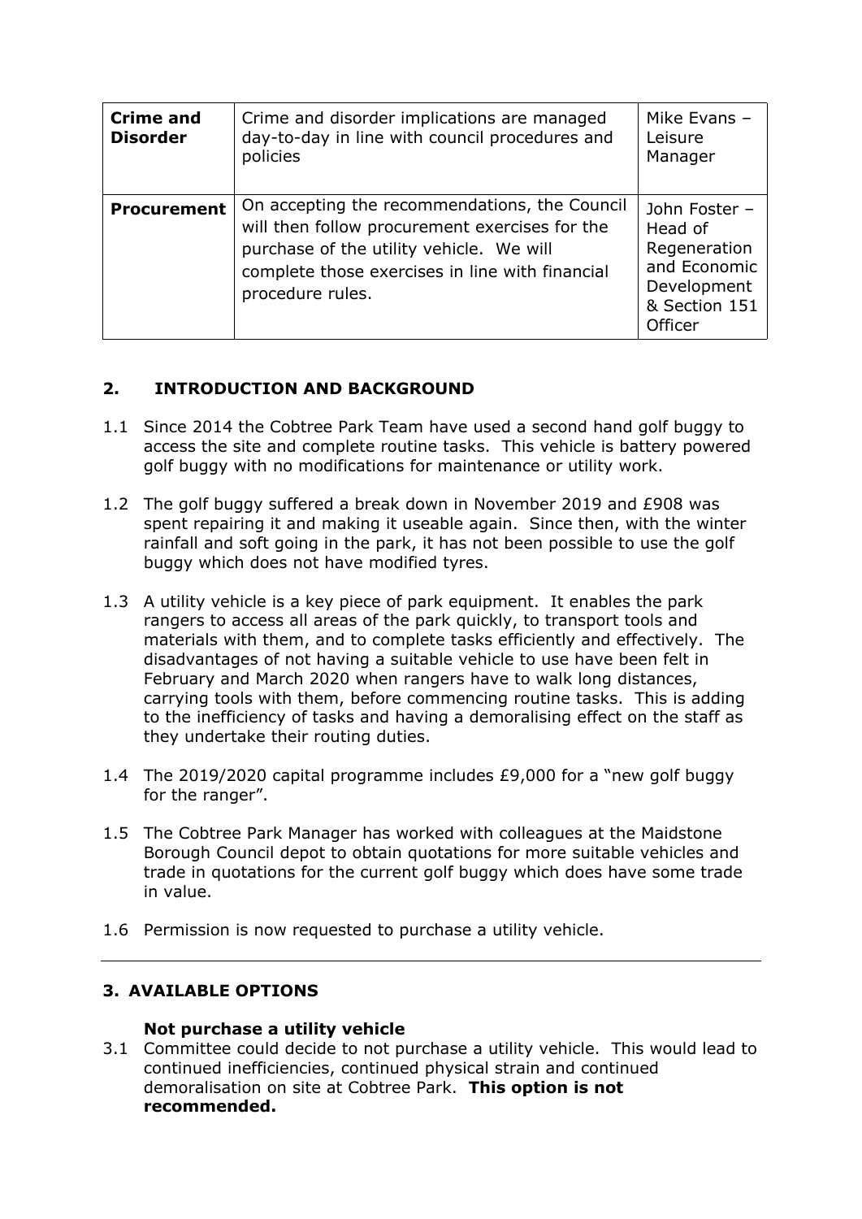| **Crime and Disorder** | Crime and disorder implications are managed day-to-day in line with council procedures and policies | Mike Evans – Leisure Manager |
|---|---|---|
| **Procurement** | On accepting the recommendations, the Council will then follow procurement exercises for the purchase of the utility vehicle. We will complete those exercises in line with financial procedure rules. | John Foster – Head of Regeneration and Economic Development & Section 151 Officer |

## 2. INTRODUCTION AND BACKGROUND

1.1 Since 2014 the Cobtree Park Team have used a second hand golf buggy to access the site and complete routine tasks. This vehicle is battery powered golf buggy with no modifications for maintenance or utility work.

1.2 The golf buggy suffered a break down in November 2019 and £908 was spent repairing it and making it useable again. Since then, with the winter rainfall and soft going in the park, it has not been possible to use the golf buggy which does not have modified tyres.

1.3 A utility vehicle is a key piece of park equipment. It enables the park rangers to access all areas of the park quickly, to transport tools and materials with them, and to complete tasks efficiently and effectively. The disadvantages of not having a suitable vehicle to use have been felt in February and March 2020 when rangers have to walk long distances, carrying tools with them, before commencing routine tasks. This is adding to the inefficiency of tasks and having a demoralising effect on the staff as they undertake their routing duties.

1.4 The 2019/2020 capital programme includes £9,000 for a "new golf buggy for the ranger".

1.5 The Cobtree Park Manager has worked with colleagues at the Maidstone Borough Council depot to obtain quotations for more suitable vehicles and trade in quotations for the current golf buggy which does have some trade in value.

1.6 Permission is now requested to purchase a utility vehicle.

---

## 3. AVAILABLE OPTIONS

**Not purchase a utility vehicle**

3.1 Committee could decide to not purchase a utility vehicle. This would lead to continued inefficiencies, continued physical strain and continued demoralisation on site at Cobtree Park. **This option is not recommended.**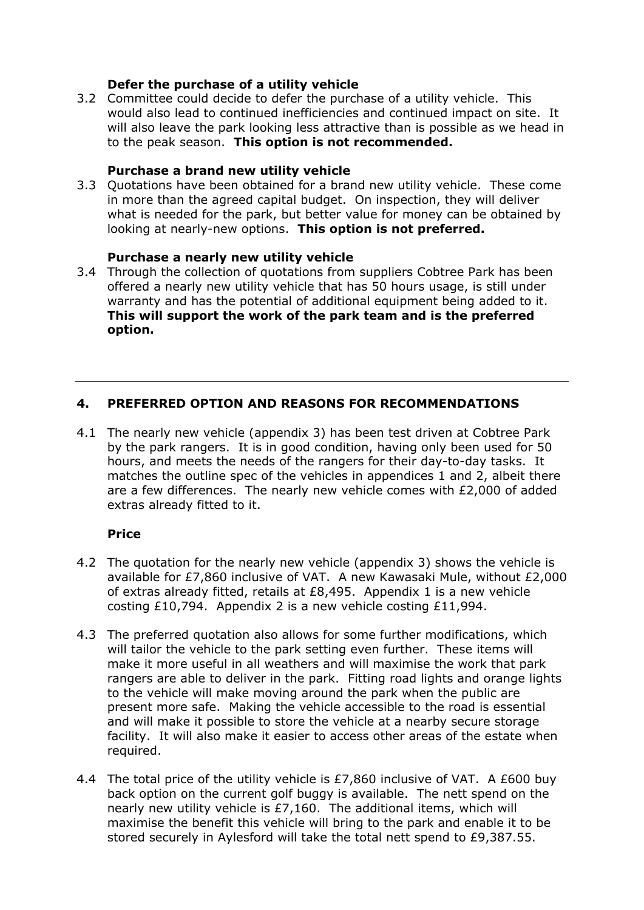**Defer the purchase of a utility vehicle**

3.2 Committee could decide to defer the purchase of a utility vehicle. This would also lead to continued inefficiencies and continued impact on site. It will also leave the park looking less attractive than is possible as we head in to the peak season. **This option is not recommended.**

**Purchase a brand new utility vehicle**

3.3 Quotations have been obtained for a brand new utility vehicle. These come in more than the agreed capital budget. On inspection, they will deliver what is needed for the park, but better value for money can be obtained by looking at nearly-new options. **This option is not preferred.**

**Purchase a nearly new utility vehicle**

3.4 Through the collection of quotations from suppliers Cobtree Park has been offered a nearly new utility vehicle that has 50 hours usage, is still under warranty and has the potential of additional equipment being added to it. **This will support the work of the park team and is the preferred option.**

---

## 4. PREFERRED OPTION AND REASONS FOR RECOMMENDATIONS

4.1 The nearly new vehicle (appendix 3) has been test driven at Cobtree Park by the park rangers. It is in good condition, having only been used for 50 hours, and meets the needs of the rangers for their day-to-day tasks. It matches the outline spec of the vehicles in appendices 1 and 2, albeit there are a few differences. The nearly new vehicle comes with £2,000 of added extras already fitted to it.

**Price**

4.2 The quotation for the nearly new vehicle (appendix 3) shows the vehicle is available for £7,860 inclusive of VAT. A new Kawasaki Mule, without £2,000 of extras already fitted, retails at £8,495. Appendix 1 is a new vehicle costing £10,794. Appendix 2 is a new vehicle costing £11,994.

4.3 The preferred quotation also allows for some further modifications, which will tailor the vehicle to the park setting even further. These items will make it more useful in all weathers and will maximise the work that park rangers are able to deliver in the park. Fitting road lights and orange lights to the vehicle will make moving around the park when the public are present more safe. Making the vehicle accessible to the road is essential and will make it possible to store the vehicle at a nearby secure storage facility. It will also make it easier to access other areas of the estate when required.

4.4 The total price of the utility vehicle is £7,860 inclusive of VAT. A £600 buy back option on the current golf buggy is available. The nett spend on the nearly new utility vehicle is £7,160. The additional items, which will maximise the benefit this vehicle will bring to the park and enable it to be stored securely in Aylesford will take the total nett spend to £9,387.55.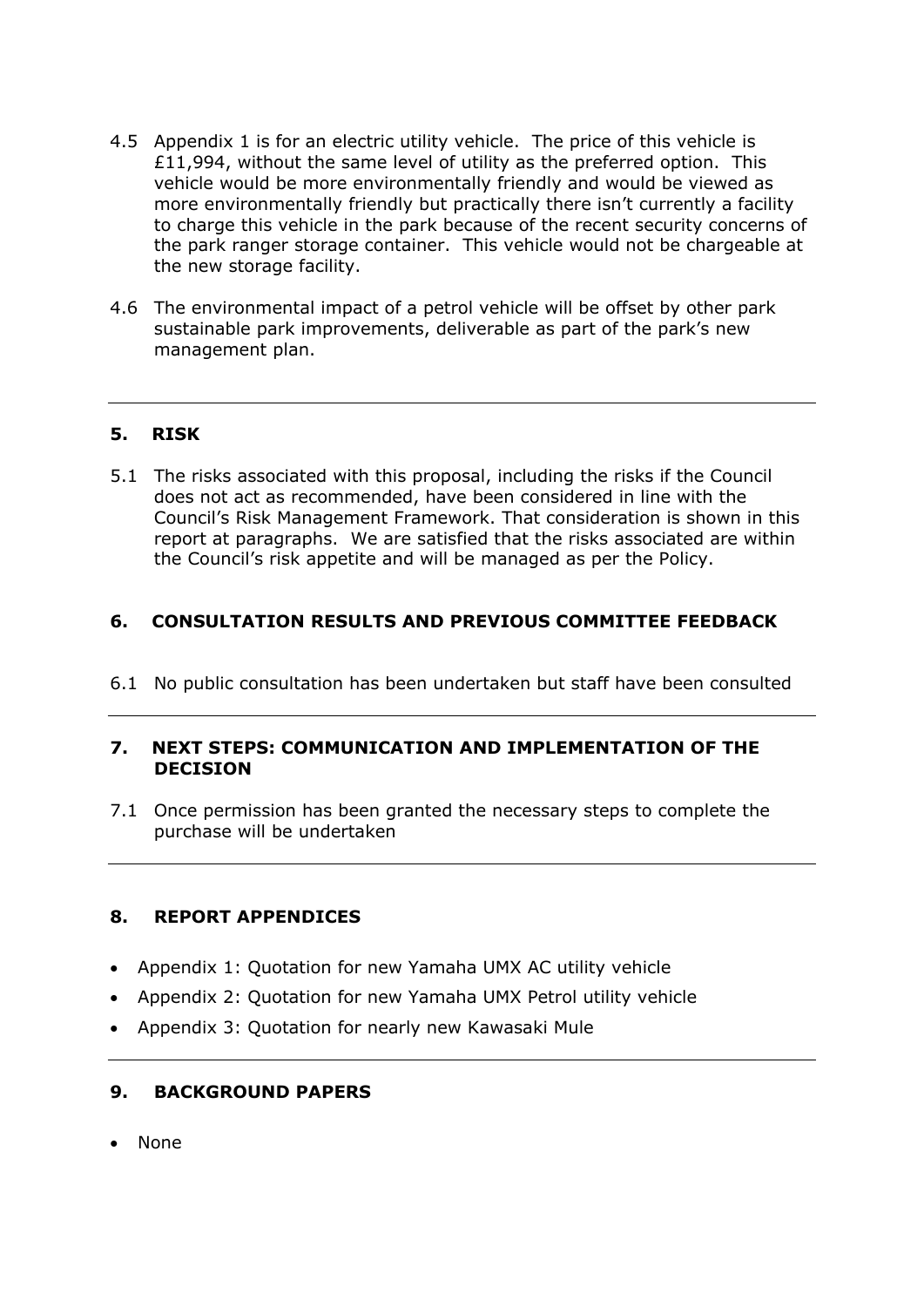4.5 Appendix 1 is for an electric utility vehicle. The price of this vehicle is £11,994, without the same level of utility as the preferred option. This vehicle would be more environmentally friendly and would be viewed as more environmentally friendly but practically there isn't currently a facility to charge this vehicle in the park because of the recent security concerns of the park ranger storage container. This vehicle would not be chargeable at the new storage facility.

4.6 The environmental impact of a petrol vehicle will be offset by other park sustainable park improvements, deliverable as part of the park's new management plan.

---

## 5. RISK

5.1 The risks associated with this proposal, including the risks if the Council does not act as recommended, have been considered in line with the Council's Risk Management Framework. That consideration is shown in this report at paragraphs. We are satisfied that the risks associated are within the Council's risk appetite and will be managed as per the Policy.

## 6. CONSULTATION RESULTS AND PREVIOUS COMMITTEE FEEDBACK

6.1 No public consultation has been undertaken but staff have been consulted

---

## 7. NEXT STEPS: COMMUNICATION AND IMPLEMENTATION OF THE DECISION

7.1 Once permission has been granted the necessary steps to complete the purchase will be undertaken

---

## 8. REPORT APPENDICES

- Appendix 1: Quotation for new Yamaha UMX AC utility vehicle
- Appendix 2: Quotation for new Yamaha UMX Petrol utility vehicle
- Appendix 3: Quotation for nearly new Kawasaki Mule

---

## 9. BACKGROUND PAPERS

- None